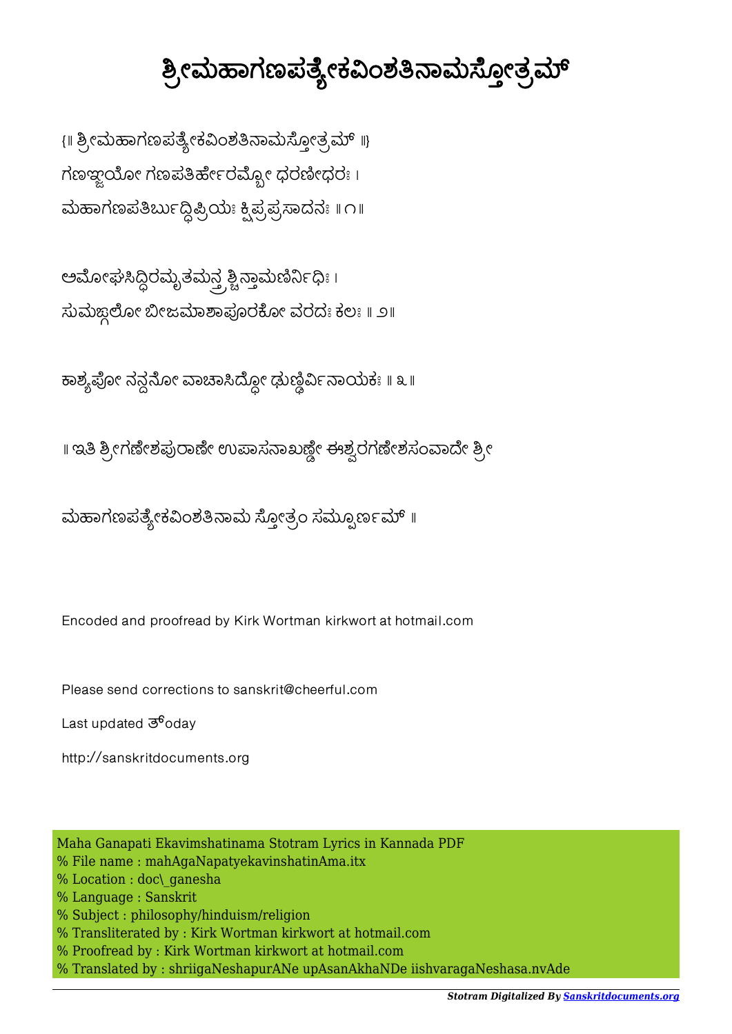# ಶ್ರೀಮಹಾಗಣಪತ್ಯೇಕವಿಂಶತಿನಾಮಸ್ತೋತ್ರಮ್

{॥ ಶ್ರೀಮಹಾಗಣಪತ್ಯೇಕವಿಂಶತಿನಾಮಸ್ತೋತ್ರಮ್ ॥}

ಗಣಞ್ಜಯೋ ಗಣಪತಿರ್ಹೇರಮ್ಬೋ ಧರಣೀಧರಃ ।
ಮಹಾಗಣಪತಿರ್ಬುದ್ಧಿಪ್ರಿಯಃ ಕ್ಷಿಪ್ರಪ್ರಸಾದನಃ ॥ ೧॥

ಅಮೋಘಸಿದ್ಧಿರಮೃತಮನ್ತ್ರಶ್ಚಿನ್ತಾಮಣಿರ್ನಿಧಿಃ ।
ಸುಮಙ್ಗಲೋ ಬೀಜಮಾಶಾಪೂರಕೋ ವರದಃ ಕಲಃ ॥ ೨॥

ಕಾಶ್ಯಪೋ ನನ್ದನೋ ವಾಚಾಸಿದ್ಧೋ ಢುಣ್ಢಿರ್ವಿನಾಯಕಃ ॥ ೩॥

॥ ಇತಿ ಶ್ರೀಗಣೇಶಪುರಾಣೇ ಉಪಾಸನಾಖಣ್ಡೇ ಈಶ್ವರಗಣೇಶಸಂವಾದೇ ಶ್ರೀ

ಮಹಾಗಣಪತ್ಯೇಕವಿಂಶತಿನಾಮ ಸ್ತೋತ್ರಂ ಸಮ್ಪೂರ್ಣಮ್ ॥

Encoded and proofread by Kirk Wortman kirkwort at hotmail.com

Please send corrections to sanskrit@cheerful.com

Last updated ತ್oday

http://sanskritdocuments.org

Maha Ganapati Ekavimshatinama Stotram Lyrics in Kannada PDF
% File name : mahAgaNapatyekavinshatinAma.itx
% Location : doc\_ganesha
% Language : Sanskrit
% Subject : philosophy/hinduism/religion
% Transliterated by : Kirk Wortman kirkwort at hotmail.com
% Proofread by : Kirk Wortman kirkwort at hotmail.com
% Translated by : shriigaNeshapurANe upAsanAkhaNDe iishvaragaNeshasa.nvAde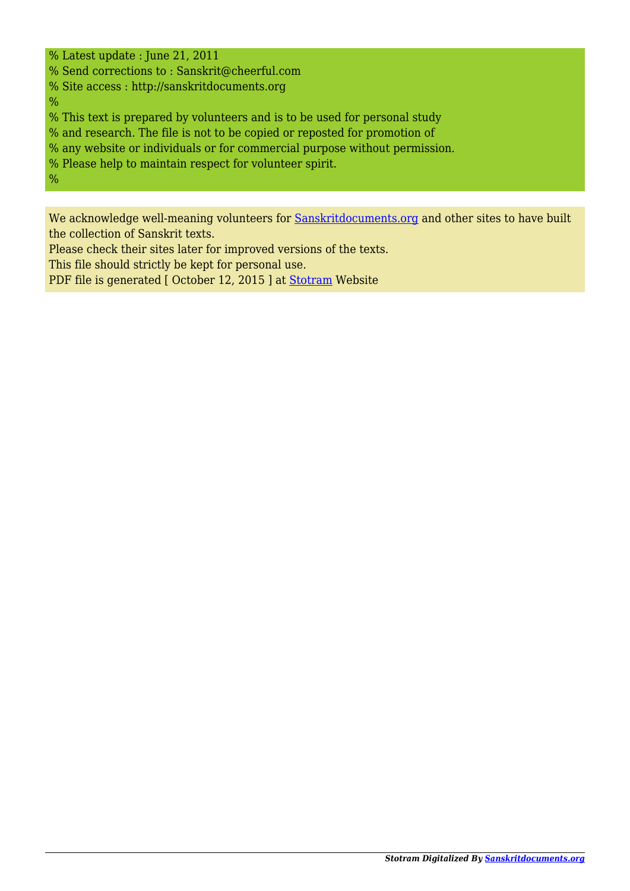% Latest update : June 21, 2011
% Send corrections to : Sanskrit@cheerful.com
% Site access : http://sanskritdocuments.org
%
% This text is prepared by volunteers and is to be used for personal study
% and research. The file is not to be copied or reposted for promotion of
% any website or individuals or for commercial purpose without permission.
% Please help to maintain respect for volunteer spirit.
%

We acknowledge well-meaning volunteers for Sanskritdocuments.org and other sites to have built the collection of Sanskrit texts.
Please check their sites later for improved versions of the texts.
This file should strictly be kept for personal use.
PDF file is generated [ October 12, 2015 ] at Stotram Website